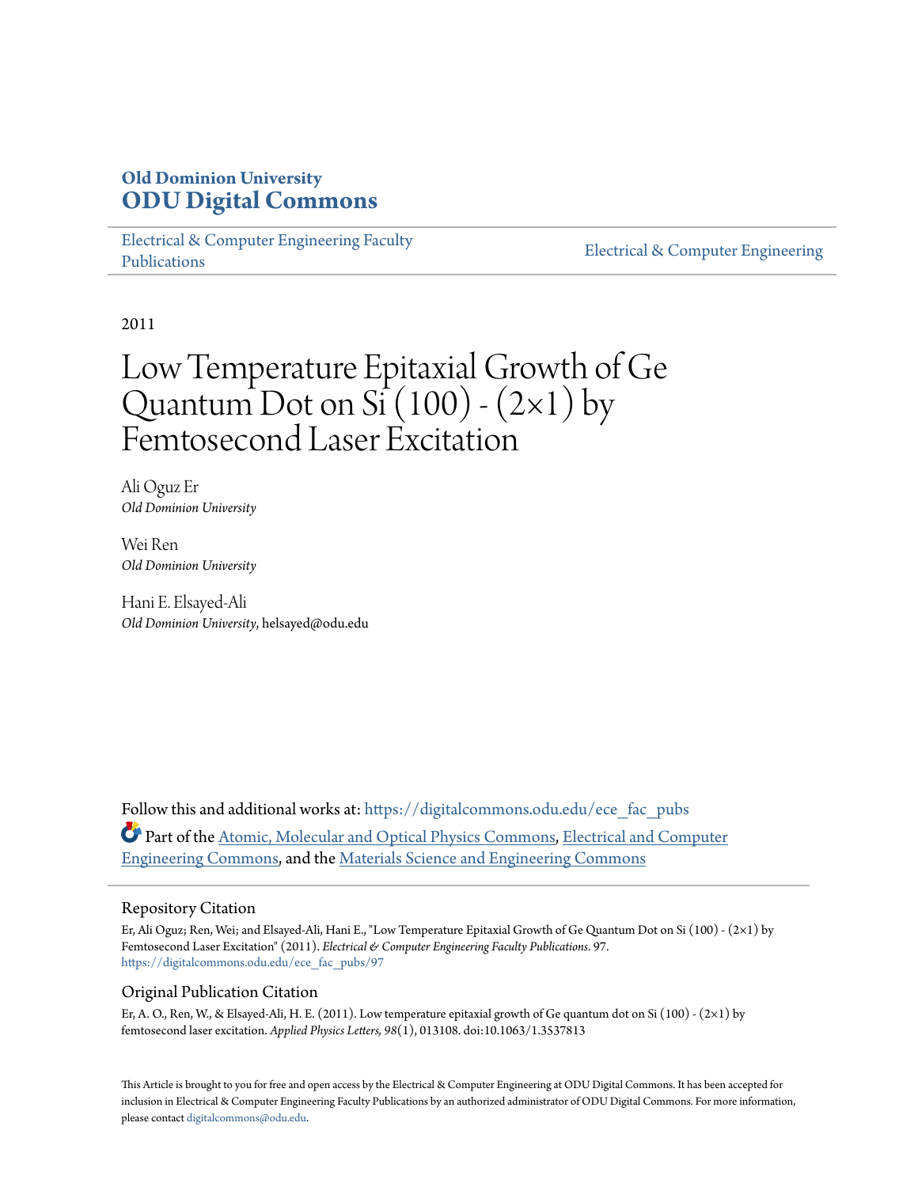**Old Dominion University**
**ODU Digital Commons**

Electrical & Computer Engineering Faculty Publications | Electrical & Computer Engineering

2011

# Low Temperature Epitaxial Growth of Ge Quantum Dot on Si (100) - (2×1) by Femtosecond Laser Excitation

Ali Oguz Er
*Old Dominion University*

Wei Ren
*Old Dominion University*

Hani E. Elsayed-Ali
*Old Dominion University*, helsayed@odu.edu

Follow this and additional works at: https://digitalcommons.odu.edu/ece_fac_pubs

Part of the Atomic, Molecular and Optical Physics Commons, Electrical and Computer Engineering Commons, and the Materials Science and Engineering Commons

## Repository Citation

Er, Ali Oguz; Ren, Wei; and Elsayed-Ali, Hani E., "Low Temperature Epitaxial Growth of Ge Quantum Dot on Si (100) - (2×1) by Femtosecond Laser Excitation" (2011). *Electrical & Computer Engineering Faculty Publications*. 97.
https://digitalcommons.odu.edu/ece_fac_pubs/97

## Original Publication Citation

Er, A. O., Ren, W., & Elsayed-Ali, H. E. (2011). Low temperature epitaxial growth of Ge quantum dot on Si (100) - (2×1) by femtosecond laser excitation. *Applied Physics Letters, 98*(1), 013108. doi:10.1063/1.3537813

This Article is brought to you for free and open access by the Electrical & Computer Engineering at ODU Digital Commons. It has been accepted for inclusion in Electrical & Computer Engineering Faculty Publications by an authorized administrator of ODU Digital Commons. For more information, please contact digitalcommons@odu.edu.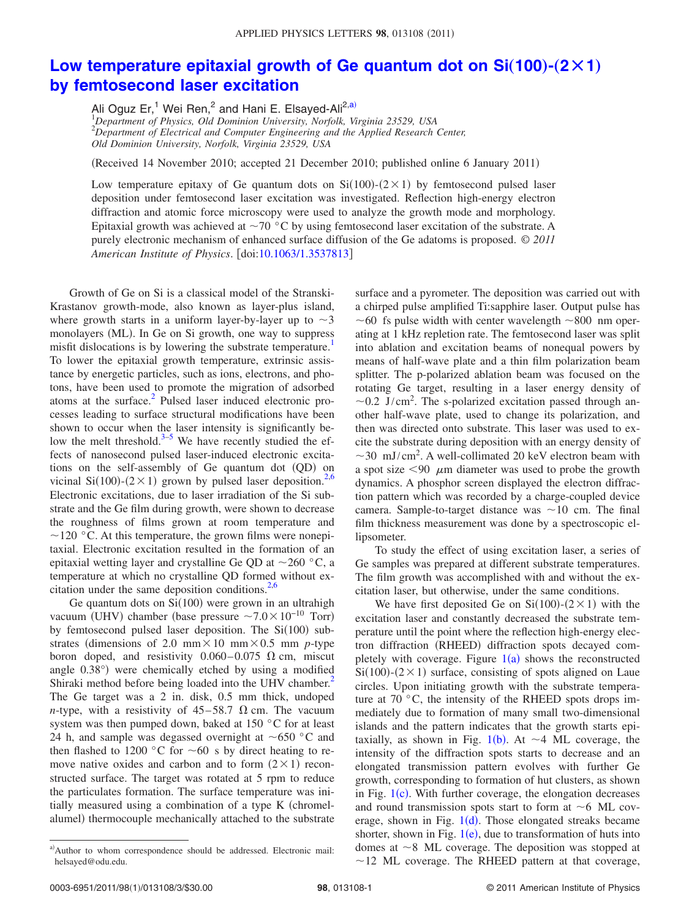# Low temperature epitaxial growth of Ge quantum dot on Si(100)-(2×1) by femtosecond laser excitation

Ali Oguz Er,[1] Wei Ren,[2] and Hani E. Elsayed-Ali[2,a)]

[1]*Department of Physics, Old Dominion University, Norfolk, Virginia 23529, USA*
[2]*Department of Electrical and Computer Engineering and the Applied Research Center, Old Dominion University, Norfolk, Virginia 23529, USA*

(Received 14 November 2010; accepted 21 December 2010; published online 6 January 2011)

Low temperature epitaxy of Ge quantum dots on Si(100)-(2×1) by femtosecond pulsed laser deposition under femtosecond laser excitation was investigated. Reflection high-energy electron diffraction and atomic force microscopy were used to analyze the growth mode and morphology. Epitaxial growth was achieved at ~70 °C by using femtosecond laser excitation of the substrate. A purely electronic mechanism of enhanced surface diffusion of the Ge adatoms is proposed. *© 2011 American Institute of Physics*. [doi:10.1063/1.3537813]

Growth of Ge on Si is a classical model of the Stranski-Krastanov growth-mode, also known as layer-plus island, where growth starts in a uniform layer-by-layer up to ~3 monolayers (ML). In Ge on Si growth, one way to suppress misfit dislocations is by lowering the substrate temperature.[1] To lower the epitaxial growth temperature, extrinsic assistance by energetic particles, such as ions, electrons, and photons, have been used to promote the migration of adsorbed atoms at the surface.[2] Pulsed laser induced electronic processes leading to surface structural modifications have been shown to occur when the laser intensity is significantly below the melt threshold.[3–5] We have recently studied the effects of nanosecond pulsed laser-induced electronic excitations on the self-assembly of Ge quantum dot (QD) on vicinal Si(100)-(2×1) grown by pulsed laser deposition.[2,6] Electronic excitations, due to laser irradiation of the Si substrate and the Ge film during growth, were shown to decrease the roughness of films grown at room temperature and ~120 °C. At this temperature, the grown films were nonepitaxial. Electronic excitation resulted in the formation of an epitaxial wetting layer and crystalline Ge QD at ~260 °C, a temperature at which no crystalline QD formed without excitation under the same deposition conditions.[2,6]

Ge quantum dots on Si(100) were grown in an ultrahigh vacuum (UHV) chamber (base pressure ~$7.0\times10^{-10}$ Torr) by femtosecond pulsed laser deposition. The Si(100) substrates (dimensions of 2.0 mm×10 mm×0.5 mm *p*-type boron doped, and resistivity 0.060–0.075 Ω cm, miscut angle 0.38°) were chemically etched by using a modified Shiraki method before being loaded into the UHV chamber.[2] The Ge target was a 2 in. disk, 0.5 mm thick, undoped *n*-type, with a resistivity of 45–58.7 Ω cm. The vacuum system was then pumped down, baked at 150 °C for at least 24 h, and sample was degassed overnight at ~650 °C and then flashed to 1200 °C for ~60 s by direct heating to remove native oxides and carbon and to form (2×1) reconstructed surface. The target was rotated at 5 rpm to reduce the particulates formation. The surface temperature was initially measured using a combination of a type K (chromel-alumel) thermocouple mechanically attached to the substrate surface and a pyrometer. The deposition was carried out with a chirped pulse amplified Ti:sapphire laser. Output pulse has ~60 fs pulse width with center wavelength ~800 nm operating at 1 kHz repletion rate. The femtosecond laser was split into ablation and excitation beams of nonequal powers by means of half-wave plate and a thin film polarization beam splitter. The p-polarized ablation beam was focused on the rotating Ge target, resulting in a laser energy density of ~0.2 J/cm$^2$. The s-polarized excitation passed through another half-wave plate, used to change its polarization, and then was directed onto substrate. This laser was used to excite the substrate during deposition with an energy density of ~30 mJ/cm$^2$. A well-collimated 20 keV electron beam with a spot size <90 μm diameter was used to probe the growth dynamics. A phosphor screen displayed the electron diffraction pattern which was recorded by a charge-coupled device camera. Sample-to-target distance was ~10 cm. The final film thickness measurement was done by a spectroscopic ellipsometer.

To study the effect of using excitation laser, a series of Ge samples was prepared at different substrate temperatures. The film growth was accomplished with and without the excitation laser, but otherwise, under the same conditions.

We have first deposited Ge on Si(100)-(2×1) with the excitation laser and constantly decreased the substrate temperature until the point where the reflection high-energy electron diffraction (RHEED) diffraction spots decayed completely with coverage. Figure 1(a) shows the reconstructed Si(100)-(2×1) surface, consisting of spots aligned on Laue circles. Upon initiating growth with the substrate temperature at 70 °C, the intensity of the RHEED spots drops immediately due to formation of many small two-dimensional islands and the pattern indicates that the growth starts epitaxially, as shown in Fig. 1(b). At ~4 ML coverage, the intensity of the diffraction spots starts to decrease and an elongated transmission pattern evolves with further Ge growth, corresponding to formation of hut clusters, as shown in Fig. 1(c). With further coverage, the elongation decreases and round transmission spots start to form at ~6 ML coverage, shown in Fig. 1(d). Those elongated streaks became shorter, shown in Fig. 1(e), due to transformation of huts into domes at ~8 ML coverage. The deposition was stopped at ~12 ML coverage. The RHEED pattern at that coverage,

a)Author to whom correspondence should be addressed. Electronic mail: helsayed@odu.edu.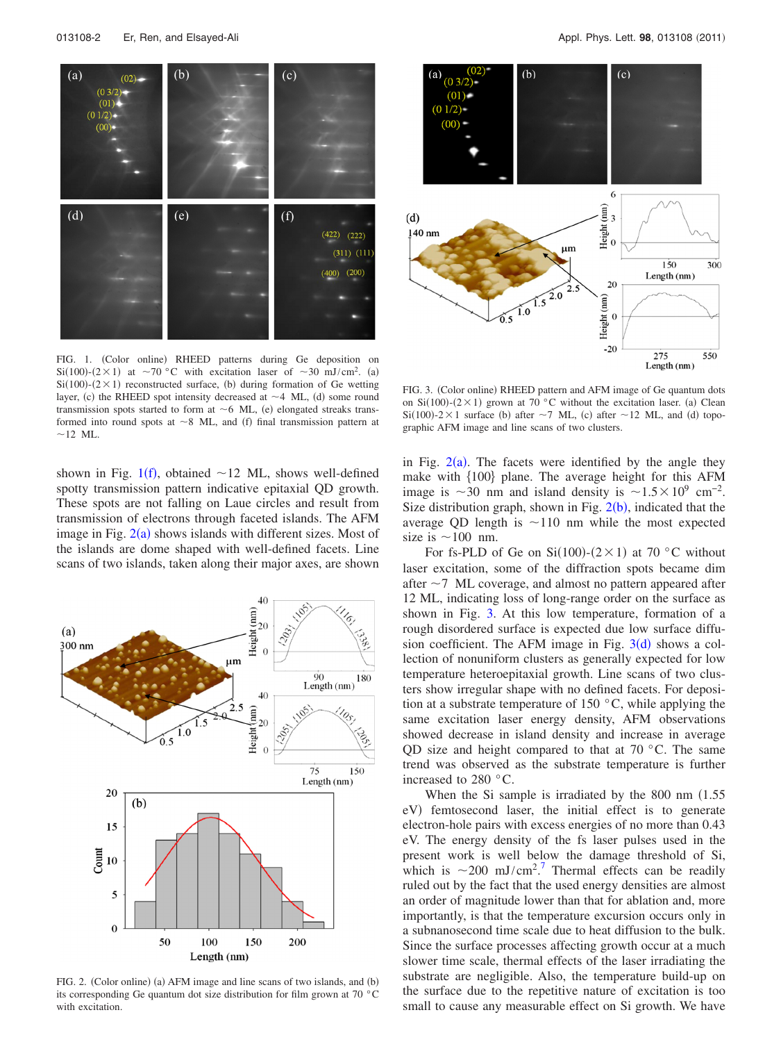FIG. 1. (Color online) RHEED patterns during Ge deposition on Si(100)-(2×1) at ~70 °C with excitation laser of ~30 mJ/cm$^2$. (a) Si(100)-(2×1) reconstructed surface, (b) during formation of Ge wetting layer, (c) the RHEED spot intensity decreased at ~4 ML, (d) some round transmission spots started to form at ~6 ML, (e) elongated streaks transformed into round spots at ~8 ML, and (f) final transmission pattern at ~12 ML.

shown in Fig. 1(f), obtained ~12 ML, shows well-defined spotty transmission pattern indicative epitaxial QD growth. These spots are not falling on Laue circles and result from transmission of electrons through faceted islands. The AFM image in Fig. 2(a) shows islands with different sizes. Most of the islands are dome shaped with well-defined facets. Line scans of two islands, taken along their major axes, are shown

FIG. 2. (Color online) (a) AFM image and line scans of two islands, and (b) its corresponding Ge quantum dot size distribution for film grown at 70 °C with excitation.

FIG. 3. (Color online) RHEED pattern and AFM image of Ge quantum dots on Si(100)-(2×1) grown at 70 °C without the excitation laser. (a) Clean Si(100)-2×1 surface (b) after ~7 ML, (c) after ~12 ML, and (d) topographic AFM image and line scans of two clusters.

in Fig. 2(a). The facets were identified by the angle they make with {100} plane. The average height for this AFM image is ~30 nm and island density is ~$1.5\times10^9$ cm$^{-2}$. Size distribution graph, shown in Fig. 2(b), indicated that the average QD length is ~110 nm while the most expected size is ~100 nm.

For fs-PLD of Ge on Si(100)-(2×1) at 70 °C without laser excitation, some of the diffraction spots became dim after ~7 ML coverage, and almost no pattern appeared after 12 ML, indicating loss of long-range order on the surface as shown in Fig. 3. At this low temperature, formation of a rough disordered surface is expected due low surface diffusion coefficient. The AFM image in Fig. 3(d) shows a collection of nonuniform clusters as generally expected for low temperature heteroepitaxial growth. Line scans of two clusters show irregular shape with no defined facets. For deposition at a substrate temperature of 150 °C, while applying the same excitation laser energy density, AFM observations showed decrease in island density and increase in average QD size and height compared to that at 70 °C. The same trend was observed as the substrate temperature is further increased to 280 °C.

When the Si sample is irradiated by the 800 nm (1.55 eV) femtosecond laser, the initial effect is to generate electron-hole pairs with excess energies of no more than 0.43 eV. The energy density of the fs laser pulses used in the present work is well below the damage threshold of Si, which is ~200 mJ/cm$^2$.[7] Thermal effects can be readily ruled out by the fact that the used energy densities are almost an order of magnitude lower than that for ablation and, more importantly, is that the temperature excursion occurs only in a subnanosecond time scale due to heat diffusion to the bulk. Since the surface processes affecting growth occur at a much slower time scale, thermal effects of the laser irradiating the substrate are negligible. Also, the temperature build-up on the surface due to the repetitive nature of excitation is too small to cause any measurable effect on Si growth. We have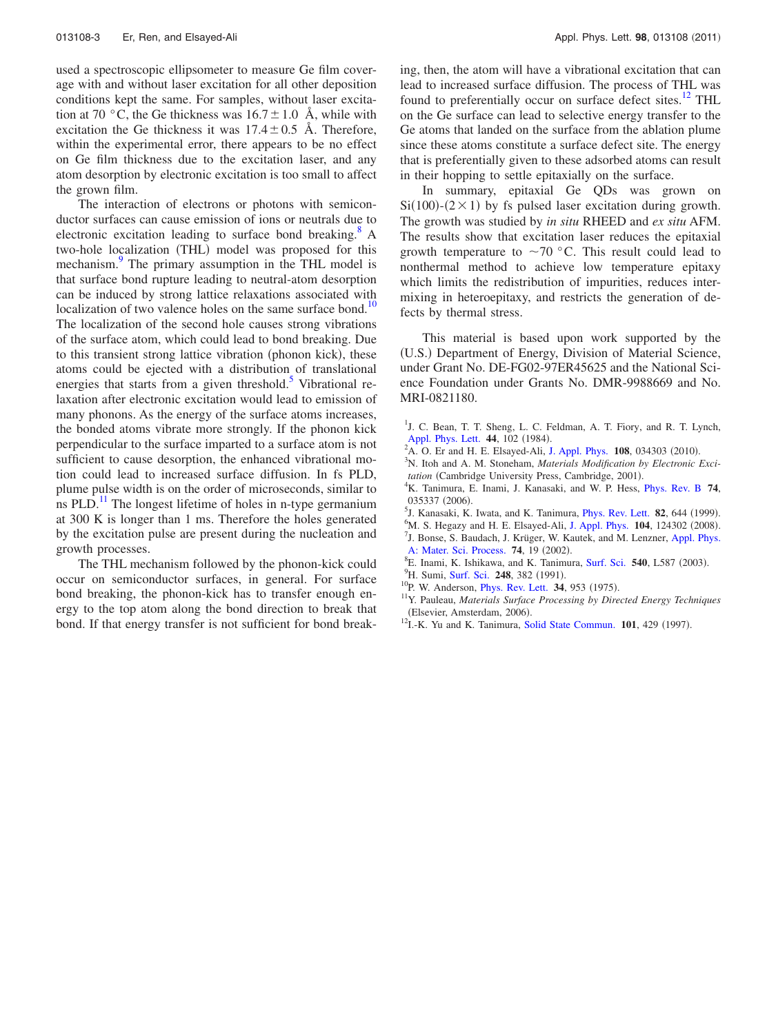used a spectroscopic ellipsometer to measure Ge film coverage with and without laser excitation for all other deposition conditions kept the same. For samples, without laser excitation at 70 °C, the Ge thickness was $16.7 \pm 1.0$ Å, while with excitation the Ge thickness it was $17.4 \pm 0.5$ Å. Therefore, within the experimental error, there appears to be no effect on Ge film thickness due to the excitation laser, and any atom desorption by electronic excitation is too small to affect the grown film.

The interaction of electrons or photons with semiconductor surfaces can cause emission of ions or neutrals due to electronic excitation leading to surface bond breaking.[8] A two-hole localization (THL) model was proposed for this mechanism.[9] The primary assumption in the THL model is that surface bond rupture leading to neutral-atom desorption can be induced by strong lattice relaxations associated with localization of two valence holes on the same surface bond.[10] The localization of the second hole causes strong vibrations of the surface atom, which could lead to bond breaking. Due to this transient strong lattice vibration (phonon kick), these atoms could be ejected with a distribution of translational energies that starts from a given threshold.[5] Vibrational relaxation after electronic excitation would lead to emission of many phonons. As the energy of the surface atoms increases, the bonded atoms vibrate more strongly. If the phonon kick perpendicular to the surface imparted to a surface atom is not sufficient to cause desorption, the enhanced vibrational motion could lead to increased surface diffusion. In fs PLD, plume pulse width is on the order of microseconds, similar to ns PLD.[11] The longest lifetime of holes in n-type germanium at 300 K is longer than 1 ms. Therefore the holes generated by the excitation pulse are present during the nucleation and growth processes.

The THL mechanism followed by the phonon-kick could occur on semiconductor surfaces, in general. For surface bond breaking, the phonon-kick has to transfer enough energy to the top atom along the bond direction to break that bond. If that energy transfer is not sufficient for bond breaking, then, the atom will have a vibrational excitation that can lead to increased surface diffusion. The process of THL was found to preferentially occur on surface defect sites.[12] THL on the Ge surface can lead to selective energy transfer to the Ge atoms that landed on the surface from the ablation plume since these atoms constitute a surface defect site. The energy that is preferentially given to these adsorbed atoms can result in their hopping to settle epitaxially on the surface.

In summary, epitaxial Ge QDs was grown on Si(100)-($2 \times 1$) by fs pulsed laser excitation during growth. The growth was studied by *in situ* RHEED and *ex situ* AFM. The results show that excitation laser reduces the epitaxial growth temperature to ~70 °C. This result could lead to nonthermal method to achieve low temperature epitaxy which limits the redistribution of impurities, reduces intermixing in heteroepitaxy, and restricts the generation of defects by thermal stress.

This material is based upon work supported by the (U.S.) Department of Energy, Division of Material Science, under Grant No. DE-FG02-97ER45625 and the National Science Foundation under Grants No. DMR-9988669 and No. MRI-0821180.

[1] J. C. Bean, T. T. Sheng, L. C. Feldman, A. T. Fiory, and R. T. Lynch, Appl. Phys. Lett. **44**, 102 (1984).
[2] A. O. Er and H. E. Elsayed-Ali, J. Appl. Phys. **108**, 034303 (2010).
[3] N. Itoh and A. M. Stoneham, *Materials Modification by Electronic Excitation* (Cambridge University Press, Cambridge, 2001).
[4] K. Tanimura, E. Inami, J. Kanasaki, and W. P. Hess, Phys. Rev. B **74**, 035337 (2006).
[5] J. Kanasaki, K. Iwata, and K. Tanimura, Phys. Rev. Lett. **82**, 644 (1999).
[6] M. S. Hegazy and H. E. Elsayed-Ali, J. Appl. Phys. **104**, 124302 (2008).
[7] J. Bonse, S. Baudach, J. Krüger, W. Kautek, and M. Lenzner, Appl. Phys. A: Mater. Sci. Process. **74**, 19 (2002).
[8] E. Inami, K. Ishikawa, and K. Tanimura, Surf. Sci. **540**, L587 (2003).
[9] H. Sumi, Surf. Sci. **248**, 382 (1991).
[10] P. W. Anderson, Phys. Rev. Lett. **34**, 953 (1975).
[11] Y. Pauleau, *Materials Surface Processing by Directed Energy Techniques* (Elsevier, Amsterdam, 2006).
[12] I.-K. Yu and K. Tanimura, Solid State Commun. **101**, 429 (1997).